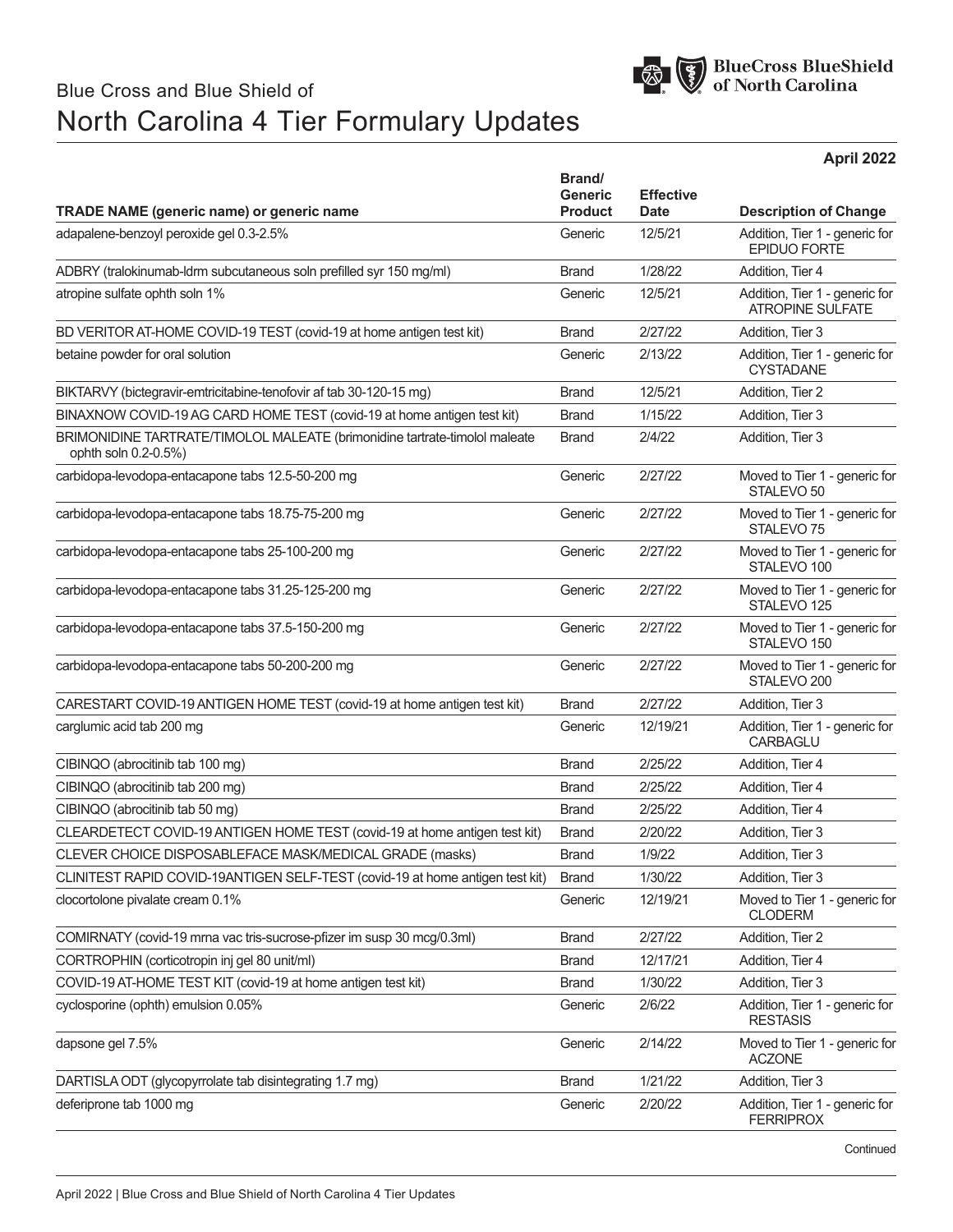Blue Cross and Blue Shield of

# North Carolina 4 Tier Formulary Updates

**April 2022**

| TRADE NAME (generic name) or generic name | Brand/ Generic Product | Effective Date | Description of Change |
|---|---|---|---|
| adapalene-benzoyl peroxide gel 0.3-2.5% | Generic | 12/5/21 | Addition, Tier 1 - generic for EPIDUO FORTE |
| ADBRY (tralokinumab-ldrm subcutaneous soln prefilled syr 150 mg/ml) | Brand | 1/28/22 | Addition, Tier 4 |
| atropine sulfate ophth soln 1% | Generic | 12/5/21 | Addition, Tier 1 - generic for ATROPINE SULFATE |
| BD VERITOR AT-HOME COVID-19 TEST (covid-19 at home antigen test kit) | Brand | 2/27/22 | Addition, Tier 3 |
| betaine powder for oral solution | Generic | 2/13/22 | Addition, Tier 1 - generic for CYSTADANE |
| BIKTARVY (bictegravir-emtricitabine-tenofovir af tab 30-120-15 mg) | Brand | 12/5/21 | Addition, Tier 2 |
| BINAXNOW COVID-19 AG CARD HOME TEST (covid-19 at home antigen test kit) | Brand | 1/15/22 | Addition, Tier 3 |
| BRIMONIDINE TARTRATE/TIMOLOL MALEATE (brimonidine tartrate-timolol maleate ophth soln 0.2-0.5%) | Brand | 2/4/22 | Addition, Tier 3 |
| carbidopa-levodopa-entacapone tabs 12.5-50-200 mg | Generic | 2/27/22 | Moved to Tier 1 - generic for STALEVO 50 |
| carbidopa-levodopa-entacapone tabs 18.75-75-200 mg | Generic | 2/27/22 | Moved to Tier 1 - generic for STALEVO 75 |
| carbidopa-levodopa-entacapone tabs 25-100-200 mg | Generic | 2/27/22 | Moved to Tier 1 - generic for STALEVO 100 |
| carbidopa-levodopa-entacapone tabs 31.25-125-200 mg | Generic | 2/27/22 | Moved to Tier 1 - generic for STALEVO 125 |
| carbidopa-levodopa-entacapone tabs 37.5-150-200 mg | Generic | 2/27/22 | Moved to Tier 1 - generic for STALEVO 150 |
| carbidopa-levodopa-entacapone tabs 50-200-200 mg | Generic | 2/27/22 | Moved to Tier 1 - generic for STALEVO 200 |
| CARESTART COVID-19 ANTIGEN HOME TEST (covid-19 at home antigen test kit) | Brand | 2/27/22 | Addition, Tier 3 |
| carglumic acid tab 200 mg | Generic | 12/19/21 | Addition, Tier 1 - generic for CARBAGLU |
| CIBINQO (abrocitinib tab 100 mg) | Brand | 2/25/22 | Addition, Tier 4 |
| CIBINQO (abrocitinib tab 200 mg) | Brand | 2/25/22 | Addition, Tier 4 |
| CIBINQO (abrocitinib tab 50 mg) | Brand | 2/25/22 | Addition, Tier 4 |
| CLEARDETECT COVID-19 ANTIGEN HOME TEST (covid-19 at home antigen test kit) | Brand | 2/20/22 | Addition, Tier 3 |
| CLEVER CHOICE DISPOSABLEFACE MASK/MEDICAL GRADE (masks) | Brand | 1/9/22 | Addition, Tier 3 |
| CLINITEST RAPID COVID-19ANTIGEN SELF-TEST (covid-19 at home antigen test kit) | Brand | 1/30/22 | Addition, Tier 3 |
| clocortolone pivalate cream 0.1% | Generic | 12/19/21 | Moved to Tier 1 - generic for CLODERM |
| COMIRNATY (covid-19 mrna vac tris-sucrose-pfizer im susp 30 mcg/0.3ml) | Brand | 2/27/22 | Addition, Tier 2 |
| CORTROPHIN (corticotropin inj gel 80 unit/ml) | Brand | 12/17/21 | Addition, Tier 4 |
| COVID-19 AT-HOME TEST KIT (covid-19 at home antigen test kit) | Brand | 1/30/22 | Addition, Tier 3 |
| cyclosporine (ophth) emulsion 0.05% | Generic | 2/6/22 | Addition, Tier 1 - generic for RESTASIS |
| dapsone gel 7.5% | Generic | 2/14/22 | Moved to Tier 1 - generic for ACZONE |
| DARTISLA ODT (glycopyrrolate tab disintegrating 1.7 mg) | Brand | 1/21/22 | Addition, Tier 3 |
| deferiprone tab 1000 mg | Generic | 2/20/22 | Addition, Tier 1 - generic for FERRIPROX |

Continued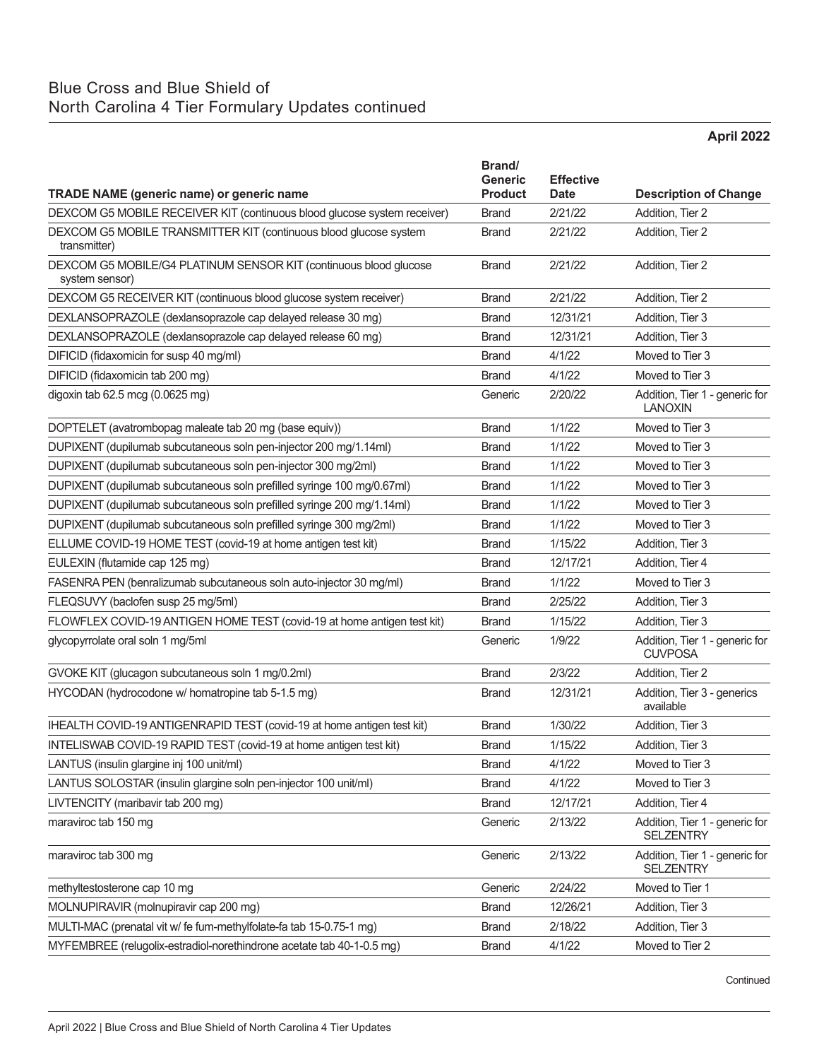# Blue Cross and Blue Shield of North Carolina 4 Tier Formulary Updates continued

**April 2022**

| TRADE NAME (generic name) or generic name | Brand/ Generic Product | Effective Date | Description of Change |
|---|---|---|---|
| DEXCOM G5 MOBILE RECEIVER KIT (continuous blood glucose system receiver) | Brand | 2/21/22 | Addition, Tier 2 |
| DEXCOM G5 MOBILE TRANSMITTER KIT (continuous blood glucose system transmitter) | Brand | 2/21/22 | Addition, Tier 2 |
| DEXCOM G5 MOBILE/G4 PLATINUM SENSOR KIT (continuous blood glucose system sensor) | Brand | 2/21/22 | Addition, Tier 2 |
| DEXCOM G5 RECEIVER KIT (continuous blood glucose system receiver) | Brand | 2/21/22 | Addition, Tier 2 |
| DEXLANSOPRAZOLE (dexlansoprazole cap delayed release 30 mg) | Brand | 12/31/21 | Addition, Tier 3 |
| DEXLANSOPRAZOLE (dexlansoprazole cap delayed release 60 mg) | Brand | 12/31/21 | Addition, Tier 3 |
| DIFICID (fidaxomicin for susp 40 mg/ml) | Brand | 4/1/22 | Moved to Tier 3 |
| DIFICID (fidaxomicin tab 200 mg) | Brand | 4/1/22 | Moved to Tier 3 |
| digoxin tab 62.5 mcg (0.0625 mg) | Generic | 2/20/22 | Addition, Tier 1 - generic for LANOXIN |
| DOPTELET (avatrombopag maleate tab 20 mg (base equiv)) | Brand | 1/1/22 | Moved to Tier 3 |
| DUPIXENT (dupilumab subcutaneous soln pen-injector 200 mg/1.14ml) | Brand | 1/1/22 | Moved to Tier 3 |
| DUPIXENT (dupilumab subcutaneous soln pen-injector 300 mg/2ml) | Brand | 1/1/22 | Moved to Tier 3 |
| DUPIXENT (dupilumab subcutaneous soln prefilled syringe 100 mg/0.67ml) | Brand | 1/1/22 | Moved to Tier 3 |
| DUPIXENT (dupilumab subcutaneous soln prefilled syringe 200 mg/1.14ml) | Brand | 1/1/22 | Moved to Tier 3 |
| DUPIXENT (dupilumab subcutaneous soln prefilled syringe 300 mg/2ml) | Brand | 1/1/22 | Moved to Tier 3 |
| ELLUME COVID-19 HOME TEST (covid-19 at home antigen test kit) | Brand | 1/15/22 | Addition, Tier 3 |
| EULEXIN (flutamide cap 125 mg) | Brand | 12/17/21 | Addition, Tier 4 |
| FASENRA PEN (benralizumab subcutaneous soln auto-injector 30 mg/ml) | Brand | 1/1/22 | Moved to Tier 3 |
| FLEQSUVY (baclofen susp 25 mg/5ml) | Brand | 2/25/22 | Addition, Tier 3 |
| FLOWFLEX COVID-19 ANTIGEN HOME TEST (covid-19 at home antigen test kit) | Brand | 1/15/22 | Addition, Tier 3 |
| glycopyrrolate oral soln 1 mg/5ml | Generic | 1/9/22 | Addition, Tier 1 - generic for CUVPOSA |
| GVOKE KIT (glucagon subcutaneous soln 1 mg/0.2ml) | Brand | 2/3/22 | Addition, Tier 2 |
| HYCODAN (hydrocodone w/ homatropine tab 5-1.5 mg) | Brand | 12/31/21 | Addition, Tier 3 - generics available |
| IHEALTH COVID-19 ANTIGENRAPID TEST (covid-19 at home antigen test kit) | Brand | 1/30/22 | Addition, Tier 3 |
| INTELISWAB COVID-19 RAPID TEST (covid-19 at home antigen test kit) | Brand | 1/15/22 | Addition, Tier 3 |
| LANTUS (insulin glargine inj 100 unit/ml) | Brand | 4/1/22 | Moved to Tier 3 |
| LANTUS SOLOSTAR (insulin glargine soln pen-injector 100 unit/ml) | Brand | 4/1/22 | Moved to Tier 3 |
| LIVTENCITY (maribavir tab 200 mg) | Brand | 12/17/21 | Addition, Tier 4 |
| maraviroc tab 150 mg | Generic | 2/13/22 | Addition, Tier 1 - generic for SELZENTRY |
| maraviroc tab 300 mg | Generic | 2/13/22 | Addition, Tier 1 - generic for SELZENTRY |
| methyltestosterone cap 10 mg | Generic | 2/24/22 | Moved to Tier 1 |
| MOLNUPIRAVIR (molnupiravir cap 200 mg) | Brand | 12/26/21 | Addition, Tier 3 |
| MULTI-MAC (prenatal vit w/ fe fum-methylfolate-fa tab 15-0.75-1 mg) | Brand | 2/18/22 | Addition, Tier 3 |
| MYFEMBREE (relugolix-estradiol-norethindrone acetate tab 40-1-0.5 mg) | Brand | 4/1/22 | Moved to Tier 2 |

Continued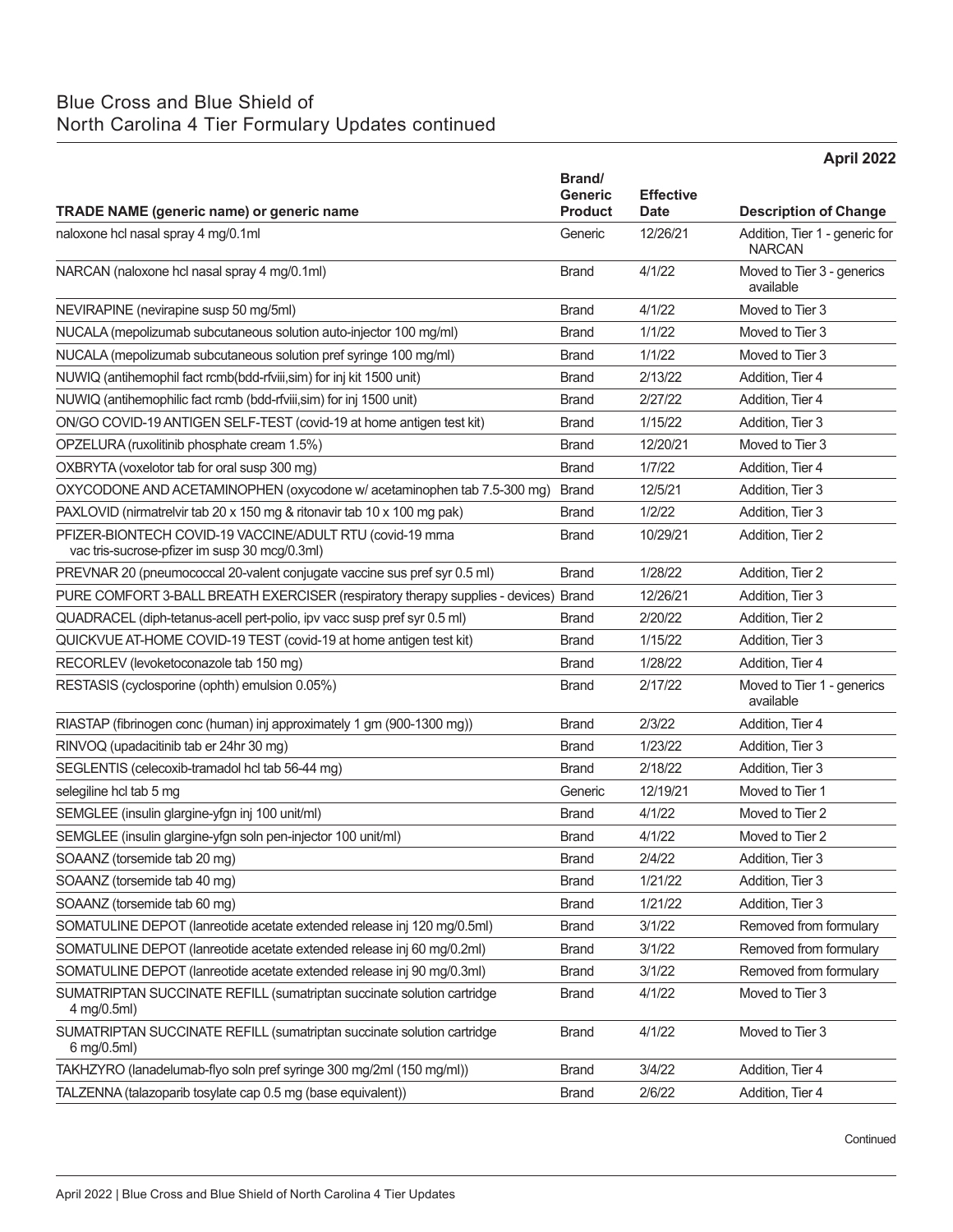## Blue Cross and Blue Shield of North Carolina 4 Tier Formulary Updates continued

**April 2022**

| TRADE NAME (generic name) or generic name | Brand/ Generic Product | Effective Date | Description of Change |
|---|---|---|---|
| naloxone hcl nasal spray 4 mg/0.1ml | Generic | 12/26/21 | Addition, Tier 1 - generic for NARCAN |
| NARCAN (naloxone hcl nasal spray 4 mg/0.1ml) | Brand | 4/1/22 | Moved to Tier 3 - generics available |
| NEVIRAPINE (nevirapine susp 50 mg/5ml) | Brand | 4/1/22 | Moved to Tier 3 |
| NUCALA (mepolizumab subcutaneous solution auto-injector 100 mg/ml) | Brand | 1/1/22 | Moved to Tier 3 |
| NUCALA (mepolizumab subcutaneous solution pref syringe 100 mg/ml) | Brand | 1/1/22 | Moved to Tier 3 |
| NUWIQ (antihemophil fact rcmb(bdd-rfviii,sim) for inj kit 1500 unit) | Brand | 2/13/22 | Addition, Tier 4 |
| NUWIQ (antihemophilic fact rcmb (bdd-rfviii,sim) for inj 1500 unit) | Brand | 2/27/22 | Addition, Tier 4 |
| ON/GO COVID-19 ANTIGEN SELF-TEST (covid-19 at home antigen test kit) | Brand | 1/15/22 | Addition, Tier 3 |
| OPZELURA (ruxolitinib phosphate cream 1.5%) | Brand | 12/20/21 | Moved to Tier 3 |
| OXBRYTA (voxelotor tab for oral susp 300 mg) | Brand | 1/7/22 | Addition, Tier 4 |
| OXYCODONE AND ACETAMINOPHEN (oxycodone w/ acetaminophen tab 7.5-300 mg) | Brand | 12/5/21 | Addition, Tier 3 |
| PAXLOVID (nirmatrelvir tab 20 x 150 mg & ritonavir tab 10 x 100 mg pak) | Brand | 1/2/22 | Addition, Tier 3 |
| PFIZER-BIONTECH COVID-19 VACCINE/ADULT RTU (covid-19 mrna vac tris-sucrose-pfizer im susp 30 mcg/0.3ml) | Brand | 10/29/21 | Addition, Tier 2 |
| PREVNAR 20 (pneumococcal 20-valent conjugate vaccine sus pref syr 0.5 ml) | Brand | 1/28/22 | Addition, Tier 2 |
| PURE COMFORT 3-BALL BREATH EXERCISER (respiratory therapy supplies - devices) | Brand | 12/26/21 | Addition, Tier 3 |
| QUADRACEL (diph-tetanus-acell pert-polio, ipv vacc susp pref syr 0.5 ml) | Brand | 2/20/22 | Addition, Tier 2 |
| QUICKVUE AT-HOME COVID-19 TEST (covid-19 at home antigen test kit) | Brand | 1/15/22 | Addition, Tier 3 |
| RECORLEV (levoketoconazole tab 150 mg) | Brand | 1/28/22 | Addition, Tier 4 |
| RESTASIS (cyclosporine (ophth) emulsion 0.05%) | Brand | 2/17/22 | Moved to Tier 1 - generics available |
| RIASTAP (fibrinogen conc (human) inj approximately 1 gm (900-1300 mg)) | Brand | 2/3/22 | Addition, Tier 4 |
| RINVOQ (upadacitinib tab er 24hr 30 mg) | Brand | 1/23/22 | Addition, Tier 3 |
| SEGLENTIS (celecoxib-tramadol hcl tab 56-44 mg) | Brand | 2/18/22 | Addition, Tier 3 |
| selegiline hcl tab 5 mg | Generic | 12/19/21 | Moved to Tier 1 |
| SEMGLEE (insulin glargine-yfgn inj 100 unit/ml) | Brand | 4/1/22 | Moved to Tier 2 |
| SEMGLEE (insulin glargine-yfgn soln pen-injector 100 unit/ml) | Brand | 4/1/22 | Moved to Tier 2 |
| SOAANZ (torsemide tab 20 mg) | Brand | 2/4/22 | Addition, Tier 3 |
| SOAANZ (torsemide tab 40 mg) | Brand | 1/21/22 | Addition, Tier 3 |
| SOAANZ (torsemide tab 60 mg) | Brand | 1/21/22 | Addition, Tier 3 |
| SOMATULINE DEPOT (lanreotide acetate extended release inj 120 mg/0.5ml) | Brand | 3/1/22 | Removed from formulary |
| SOMATULINE DEPOT (lanreotide acetate extended release inj 60 mg/0.2ml) | Brand | 3/1/22 | Removed from formulary |
| SOMATULINE DEPOT (lanreotide acetate extended release inj 90 mg/0.3ml) | Brand | 3/1/22 | Removed from formulary |
| SUMATRIPTAN SUCCINATE REFILL (sumatriptan succinate solution cartridge 4 mg/0.5ml) | Brand | 4/1/22 | Moved to Tier 3 |
| SUMATRIPTAN SUCCINATE REFILL (sumatriptan succinate solution cartridge 6 mg/0.5ml) | Brand | 4/1/22 | Moved to Tier 3 |
| TAKHZYRO (lanadelumab-flyo soln pref syringe 300 mg/2ml (150 mg/ml)) | Brand | 3/4/22 | Addition, Tier 4 |
| TALZENNA (talazoparib tosylate cap 0.5 mg (base equivalent)) | Brand | 2/6/22 | Addition, Tier 4 |

Continued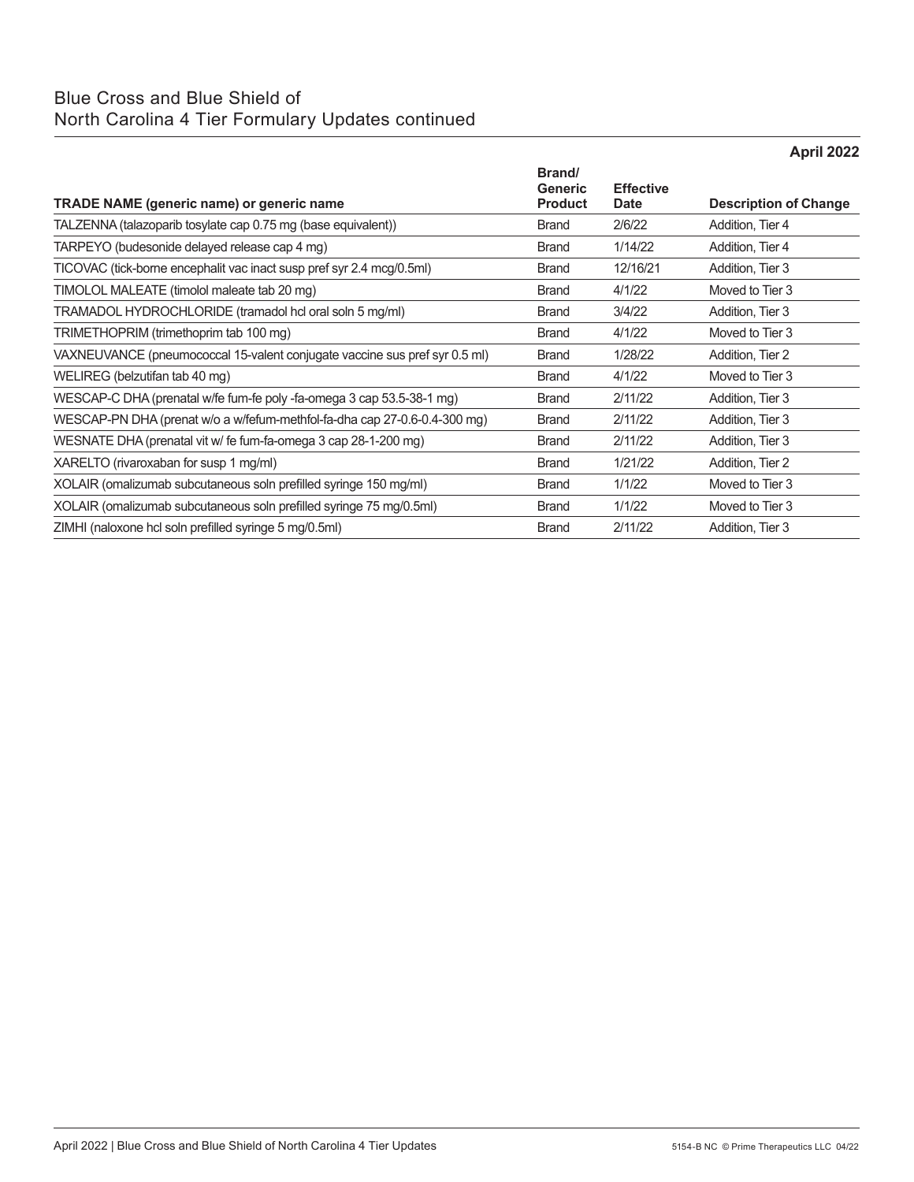# Blue Cross and Blue Shield of North Carolina 4 Tier Formulary Updates continued

**April 2022**

| TRADE NAME (generic name) or generic name | Brand/ Generic Product | Effective Date | Description of Change |
|---|---|---|---|
| TALZENNA (talazoparib tosylate cap 0.75 mg (base equivalent)) | Brand | 2/6/22 | Addition, Tier 4 |
| TARPEYO (budesonide delayed release cap 4 mg) | Brand | 1/14/22 | Addition, Tier 4 |
| TICOVAC (tick-borne encephalit vac inact susp pref syr 2.4 mcg/0.5ml) | Brand | 12/16/21 | Addition, Tier 3 |
| TIMOLOL MALEATE (timolol maleate tab 20 mg) | Brand | 4/1/22 | Moved to Tier 3 |
| TRAMADOL HYDROCHLORIDE (tramadol hcl oral soln 5 mg/ml) | Brand | 3/4/22 | Addition, Tier 3 |
| TRIMETHOPRIM (trimethoprim tab 100 mg) | Brand | 4/1/22 | Moved to Tier 3 |
| VAXNEUVANCE (pneumococcal 15-valent conjugate vaccine sus pref syr 0.5 ml) | Brand | 1/28/22 | Addition, Tier 2 |
| WELIREG (belzutifan tab 40 mg) | Brand | 4/1/22 | Moved to Tier 3 |
| WESCAP-C DHA (prenatal w/fe fum-fe poly -fa-omega 3 cap 53.5-38-1 mg) | Brand | 2/11/22 | Addition, Tier 3 |
| WESCAP-PN DHA (prenat w/o a w/fefum-methfol-fa-dha cap 27-0.6-0.4-300 mg) | Brand | 2/11/22 | Addition, Tier 3 |
| WESNATE DHA (prenatal vit w/ fe fum-fa-omega 3 cap 28-1-200 mg) | Brand | 2/11/22 | Addition, Tier 3 |
| XARELTO (rivaroxaban for susp 1 mg/ml) | Brand | 1/21/22 | Addition, Tier 2 |
| XOLAIR (omalizumab subcutaneous soln prefilled syringe 150 mg/ml) | Brand | 1/1/22 | Moved to Tier 3 |
| XOLAIR (omalizumab subcutaneous soln prefilled syringe 75 mg/0.5ml) | Brand | 1/1/22 | Moved to Tier 3 |
| ZIMHI (naloxone hcl soln prefilled syringe 5 mg/0.5ml) | Brand | 2/11/22 | Addition, Tier 3 |

5154-B NC © Prime Therapeutics LLC 04/22